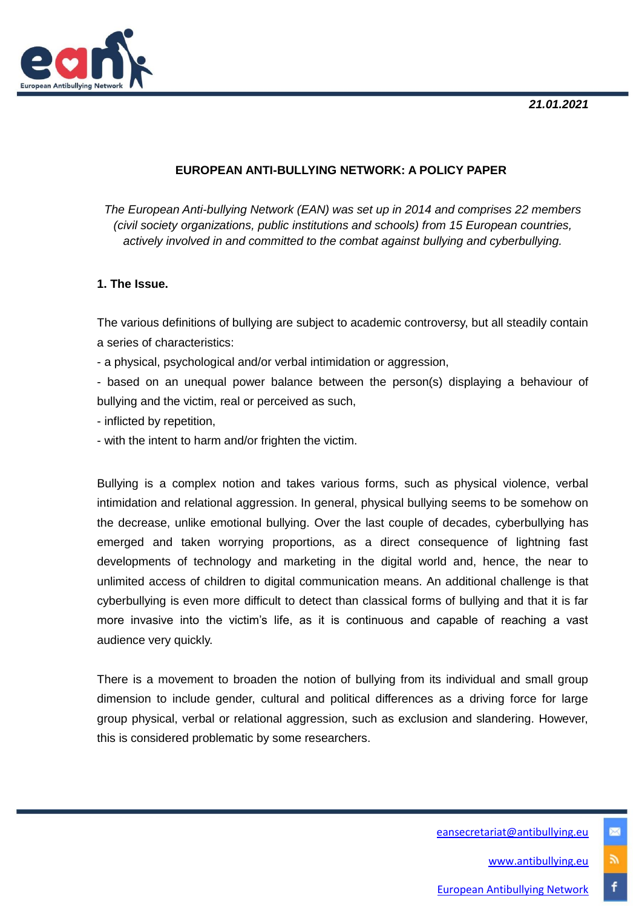**21.01.2021**

# EUROPEAN ANTI-BULLYING NETWORK: A POLICY PAPER

*The European Anti-bullying Network (EAN) was set up in 2014 and comprises 22 members (civil society organizations, public institutions and schools) from 15 European countries, actively involved in and committed to the combat against bullying and cyberbullying.*

## 1. The Issue.

The various definitions of bullying are subject to academic controversy, but all steadily contain a series of characteristics:

- a physical, psychological and/or verbal intimidation or aggression,
- based on an unequal power balance between the person(s) displaying a behaviour of bullying and the victim, real or perceived as such,
- inflicted by repetition,
- with the intent to harm and/or frighten the victim.

Bullying is a complex notion and takes various forms, such as physical violence, verbal intimidation and relational aggression. In general, physical bullying seems to be somehow on the decrease, unlike emotional bullying. Over the last couple of decades, cyberbullying has emerged and taken worrying proportions, as a direct consequence of lightning fast developments of technology and marketing in the digital world and, hence, the near to unlimited access of children to digital communication means. An additional challenge is that cyberbullying is even more difficult to detect than classical forms of bullying and that it is far more invasive into the victim's life, as it is continuous and capable of reaching a vast audience very quickly.

There is a movement to broaden the notion of bullying from its individual and small group dimension to include gender, cultural and political differences as a driving force for large group physical, verbal or relational aggression, such as exclusion and slandering. However, this is considered problematic by some researchers.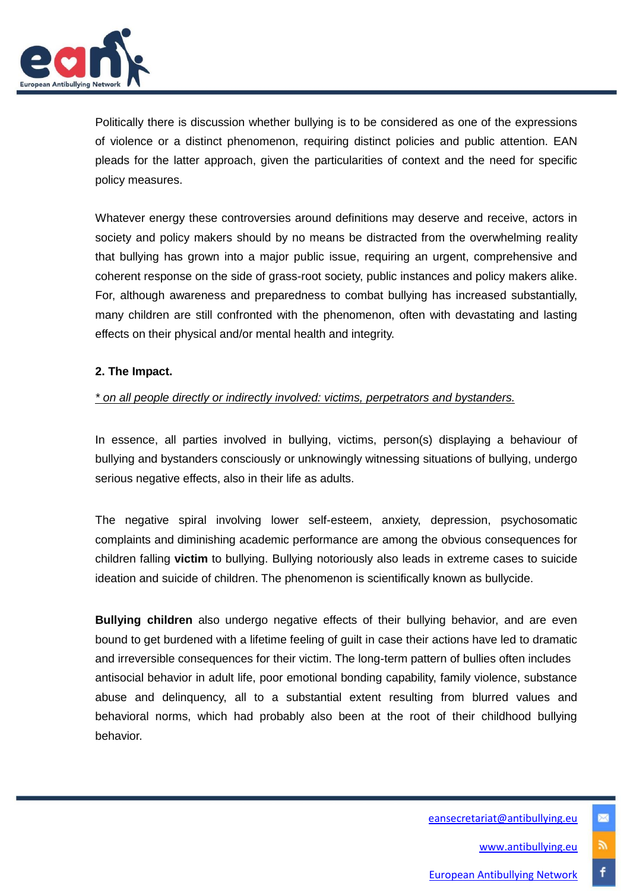Politically there is discussion whether bullying is to be considered as one of the expressions of violence or a distinct phenomenon, requiring distinct policies and public attention. EAN pleads for the latter approach, given the particularities of context and the need for specific policy measures.

Whatever energy these controversies around definitions may deserve and receive, actors in society and policy makers should by no means be distracted from the overwhelming reality that bullying has grown into a major public issue, requiring an urgent, comprehensive and coherent response on the side of grass-root society, public instances and policy makers alike. For, although awareness and preparedness to combat bullying has increased substantially, many children are still confronted with the phenomenon, often with devastating and lasting effects on their physical and/or mental health and integrity.

**2. The Impact.**

*\* on all people directly or indirectly involved: victims, perpetrators and bystanders.*

In essence, all parties involved in bullying, victims, person(s) displaying a behaviour of bullying and bystanders consciously or unknowingly witnessing situations of bullying, undergo serious negative effects, also in their life as adults.

The negative spiral involving lower self-esteem, anxiety, depression, psychosomatic complaints and diminishing academic performance are among the obvious consequences for children falling **victim** to bullying. Bullying notoriously also leads in extreme cases to suicide ideation and suicide of children. The phenomenon is scientifically known as bullycide.

**Bullying children** also undergo negative effects of their bullying behavior, and are even bound to get burdened with a lifetime feeling of guilt in case their actions have led to dramatic and irreversible consequences for their victim. The long-term pattern of bullies often includes antisocial behavior in adult life, poor emotional bonding capability, family violence, substance abuse and delinquency, all to a substantial extent resulting from blurred values and behavioral norms, which had probably also been at the root of their childhood bullying behavior.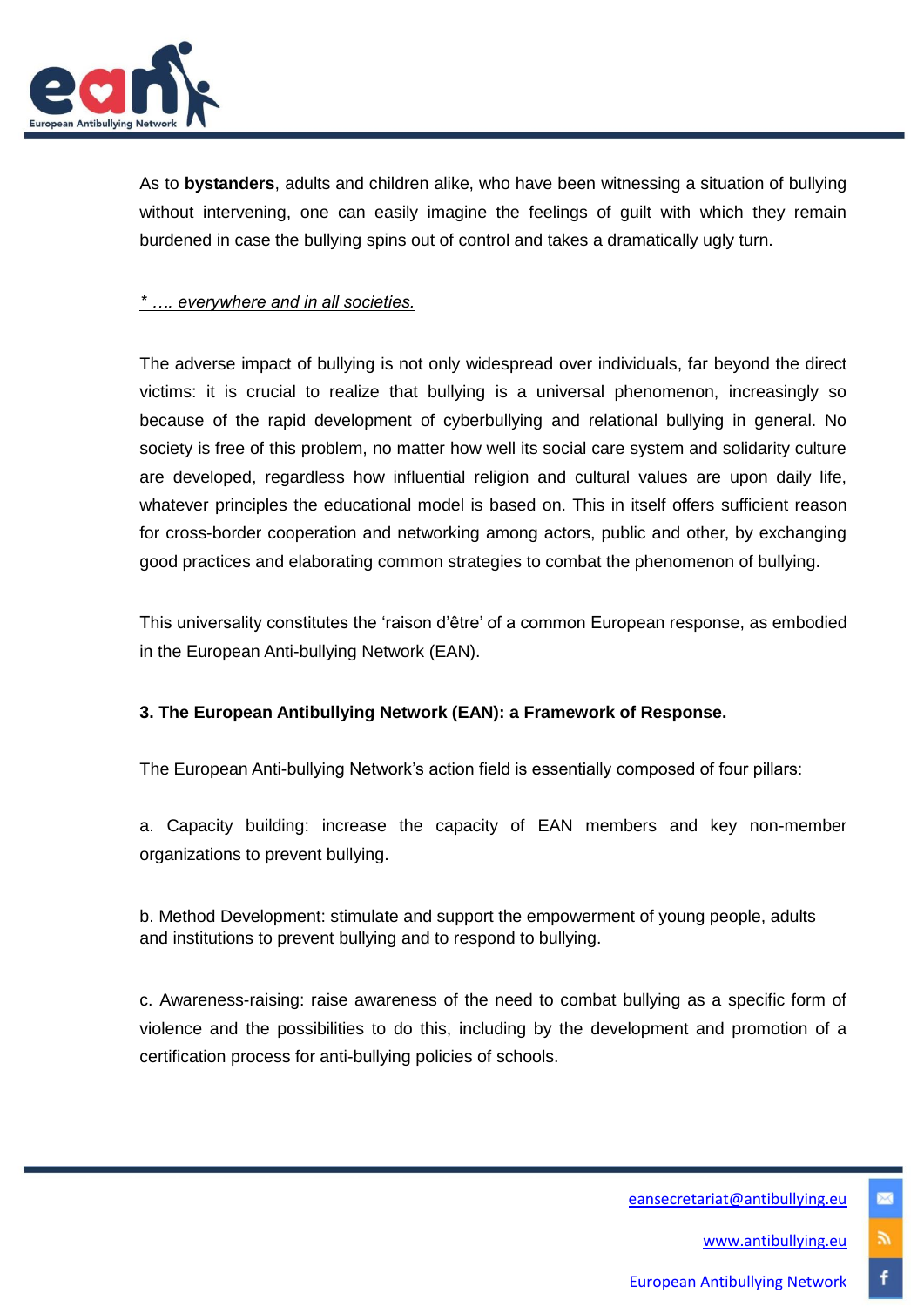As to **bystanders**, adults and children alike, who have been witnessing a situation of bullying without intervening, one can easily imagine the feelings of guilt with which they remain burdened in case the bullying spins out of control and takes a dramatically ugly turn.

*\* …. everywhere and in all societies.*

The adverse impact of bullying is not only widespread over individuals, far beyond the direct victims: it is crucial to realize that bullying is a universal phenomenon, increasingly so because of the rapid development of cyberbullying and relational bullying in general. No society is free of this problem, no matter how well its social care system and solidarity culture are developed, regardless how influential religion and cultural values are upon daily life, whatever principles the educational model is based on. This in itself offers sufficient reason for cross-border cooperation and networking among actors, public and other, by exchanging good practices and elaborating common strategies to combat the phenomenon of bullying.

This universality constitutes the 'raison d'être' of a common European response, as embodied in the European Anti-bullying Network (EAN).

**3. The European Antibullying Network (EAN): a Framework of Response.**

The European Anti-bullying Network's action field is essentially composed of four pillars:

a. Capacity building: increase the capacity of EAN members and key non-member organizations to prevent bullying.

b. Method Development: stimulate and support the empowerment of young people, adults and institutions to prevent bullying and to respond to bullying.

c. Awareness-raising: raise awareness of the need to combat bullying as a specific form of violence and the possibilities to do this, including by the development and promotion of a certification process for anti-bullying policies of schools.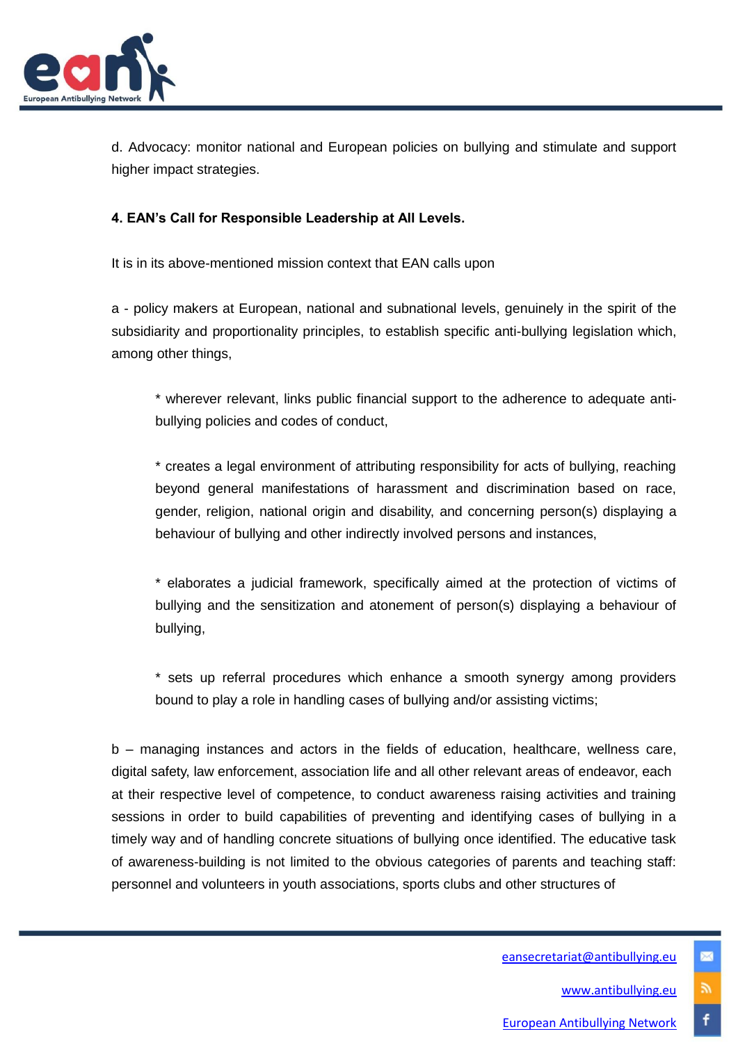d. Advocacy: monitor national and European policies on bullying and stimulate and support higher impact strategies.

**4. EAN's Call for Responsible Leadership at All Levels.**

It is in its above-mentioned mission context that EAN calls upon

a - policy makers at European, national and subnational levels, genuinely in the spirit of the subsidiarity and proportionality principles, to establish specific anti-bullying legislation which, among other things,

> * wherever relevant, links public financial support to the adherence to adequate anti-bullying policies and codes of conduct,
>
> * creates a legal environment of attributing responsibility for acts of bullying, reaching beyond general manifestations of harassment and discrimination based on race, gender, religion, national origin and disability, and concerning person(s) displaying a behaviour of bullying and other indirectly involved persons and instances,
>
> * elaborates a judicial framework, specifically aimed at the protection of victims of bullying and the sensitization and atonement of person(s) displaying a behaviour of bullying,
>
> * sets up referral procedures which enhance a smooth synergy among providers bound to play a role in handling cases of bullying and/or assisting victims;

b – managing instances and actors in the fields of education, healthcare, wellness care, digital safety, law enforcement, association life and all other relevant areas of endeavor, each at their respective level of competence, to conduct awareness raising activities and training sessions in order to build capabilities of preventing and identifying cases of bullying in a timely way and of handling concrete situations of bullying once identified. The educative task of awareness-building is not limited to the obvious categories of parents and teaching staff: personnel and volunteers in youth associations, sports clubs and other structures of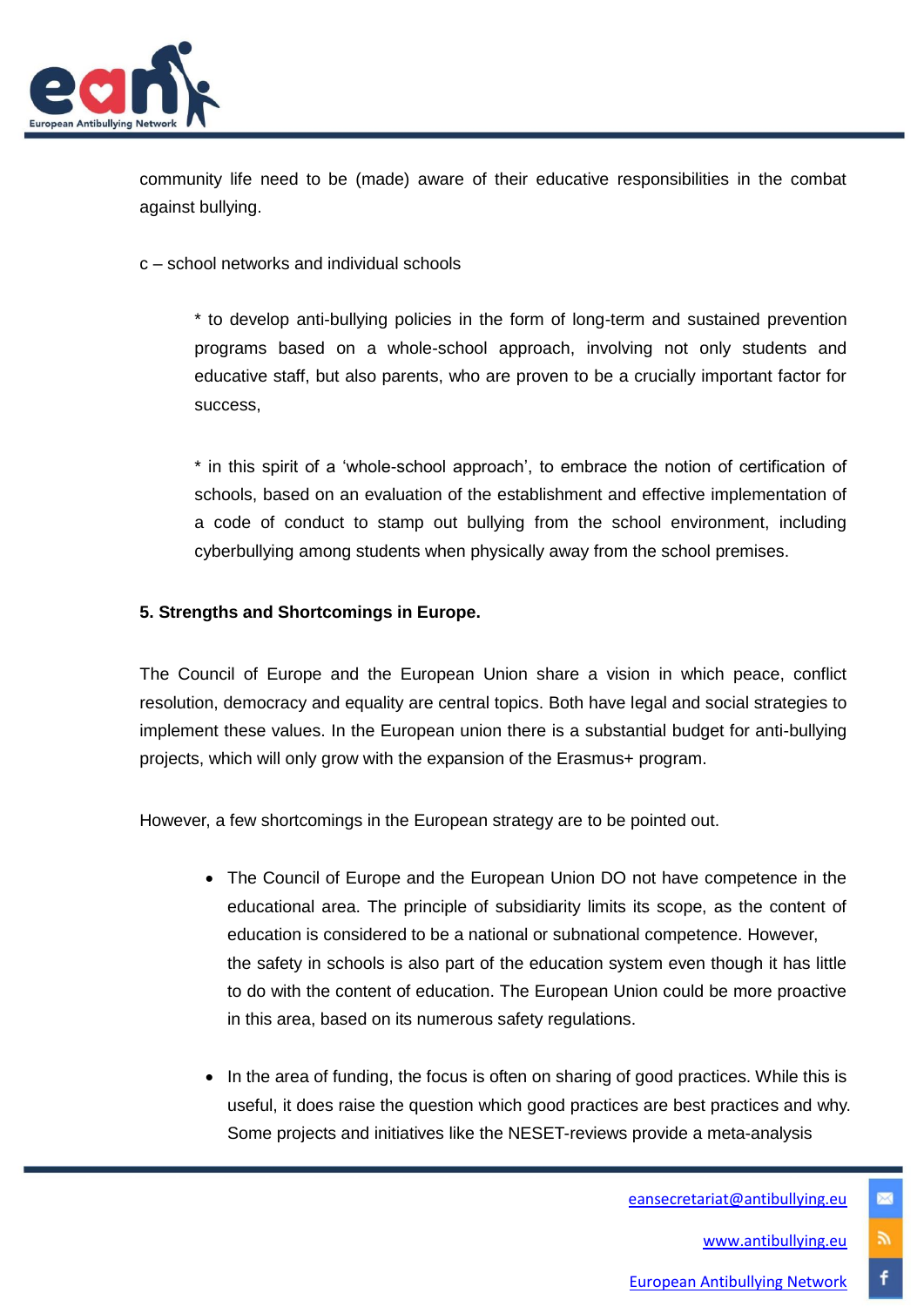community life need to be (made) aware of their educative responsibilities in the combat against bullying.

c – school networks and individual schools

> * to develop anti-bullying policies in the form of long-term and sustained prevention programs based on a whole-school approach, involving not only students and educative staff, but also parents, who are proven to be a crucially important factor for success,
>
> * in this spirit of a 'whole-school approach', to embrace the notion of certification of schools, based on an evaluation of the establishment and effective implementation of a code of conduct to stamp out bullying from the school environment, including cyberbullying among students when physically away from the school premises.

**5. Strengths and Shortcomings in Europe.**

The Council of Europe and the European Union share a vision in which peace, conflict resolution, democracy and equality are central topics. Both have legal and social strategies to implement these values. In the European union there is a substantial budget for anti-bullying projects, which will only grow with the expansion of the Erasmus+ program.

However, a few shortcomings in the European strategy are to be pointed out.

- The Council of Europe and the European Union DO not have competence in the educational area. The principle of subsidiarity limits its scope, as the content of education is considered to be a national or subnational competence. However, the safety in schools is also part of the education system even though it has little to do with the content of education. The European Union could be more proactive in this area, based on its numerous safety regulations.

- In the area of funding, the focus is often on sharing of good practices. While this is useful, it does raise the question which good practices are best practices and why. Some projects and initiatives like the NESET-reviews provide a meta-analysis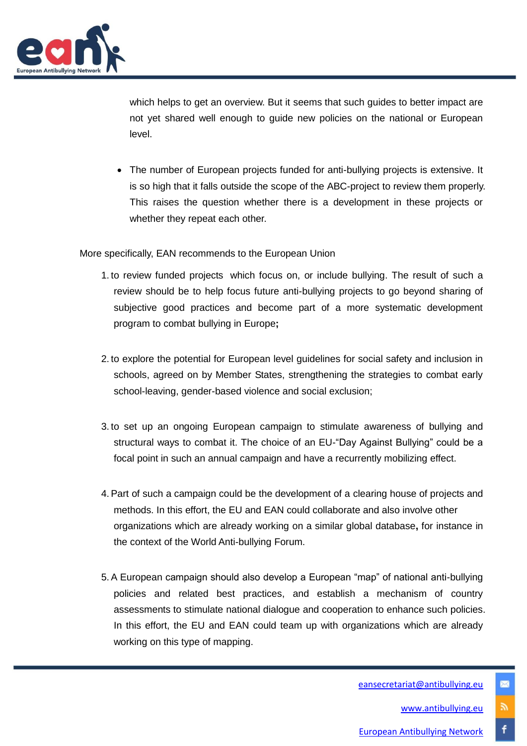which helps to get an overview. But it seems that such guides to better impact are not yet shared well enough to guide new policies on the national or European level.

- The number of European projects funded for anti-bullying projects is extensive. It is so high that it falls outside the scope of the ABC-project to review them properly. This raises the question whether there is a development in these projects or whether they repeat each other.

More specifically, EAN recommends to the European Union

1. to review funded projects which focus on, or include bullying. The result of such a review should be to help focus future anti-bullying projects to go beyond sharing of subjective good practices and become part of a more systematic development program to combat bullying in Europe**;**

2. to explore the potential for European level guidelines for social safety and inclusion in schools, agreed on by Member States, strengthening the strategies to combat early school-leaving, gender-based violence and social exclusion;

3. to set up an ongoing European campaign to stimulate awareness of bullying and structural ways to combat it. The choice of an EU-"Day Against Bullying" could be a focal point in such an annual campaign and have a recurrently mobilizing effect.

4. Part of such a campaign could be the development of a clearing house of projects and methods. In this effort, the EU and EAN could collaborate and also involve other organizations which are already working on a similar global database**,** for instance in the context of the World Anti-bullying Forum.

5. A European campaign should also develop a European "map" of national anti-bullying policies and related best practices, and establish a mechanism of country assessments to stimulate national dialogue and cooperation to enhance such policies. In this effort, the EU and EAN could team up with organizations which are already working on this type of mapping.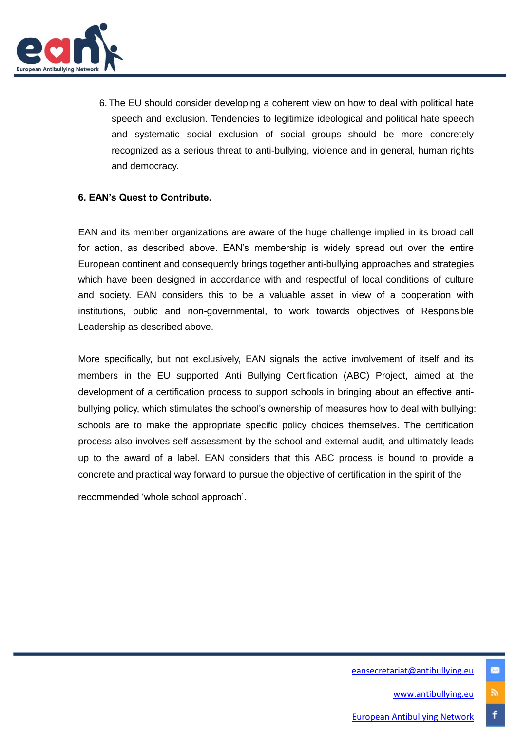6. The EU should consider developing a coherent view on how to deal with political hate speech and exclusion. Tendencies to legitimize ideological and political hate speech and systematic social exclusion of social groups should be more concretely recognized as a serious threat to anti-bullying, violence and in general, human rights and democracy.

**6. EAN's Quest to Contribute.**

EAN and its member organizations are aware of the huge challenge implied in its broad call for action, as described above. EAN's membership is widely spread out over the entire European continent and consequently brings together anti-bullying approaches and strategies which have been designed in accordance with and respectful of local conditions of culture and society. EAN considers this to be a valuable asset in view of a cooperation with institutions, public and non-governmental, to work towards objectives of Responsible Leadership as described above.

More specifically, but not exclusively, EAN signals the active involvement of itself and its members in the EU supported Anti Bullying Certification (ABC) Project, aimed at the development of a certification process to support schools in bringing about an effective anti-bullying policy, which stimulates the school's ownership of measures how to deal with bullying: schools are to make the appropriate specific policy choices themselves. The certification process also involves self-assessment by the school and external audit, and ultimately leads up to the award of a label. EAN considers that this ABC process is bound to provide a concrete and practical way forward to pursue the objective of certification in the spirit of the recommended 'whole school approach'.